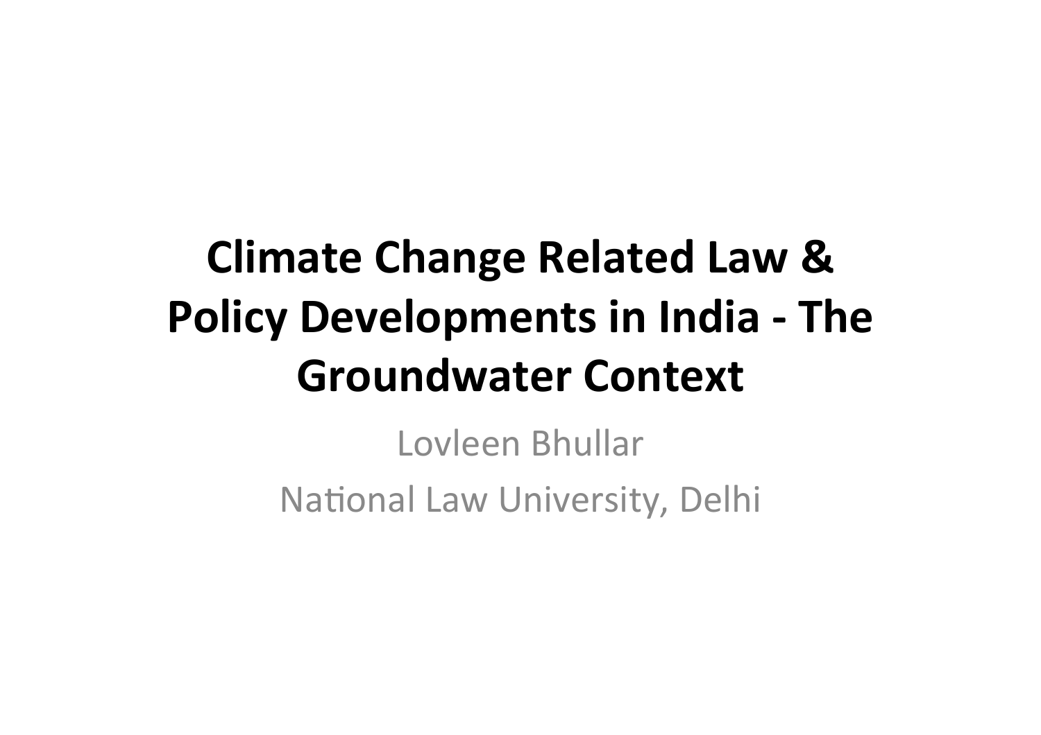# Climate Change Related Law & Policy Developments in India - The Groundwater Context

Lovleen Bhullar

National Law University, Delhi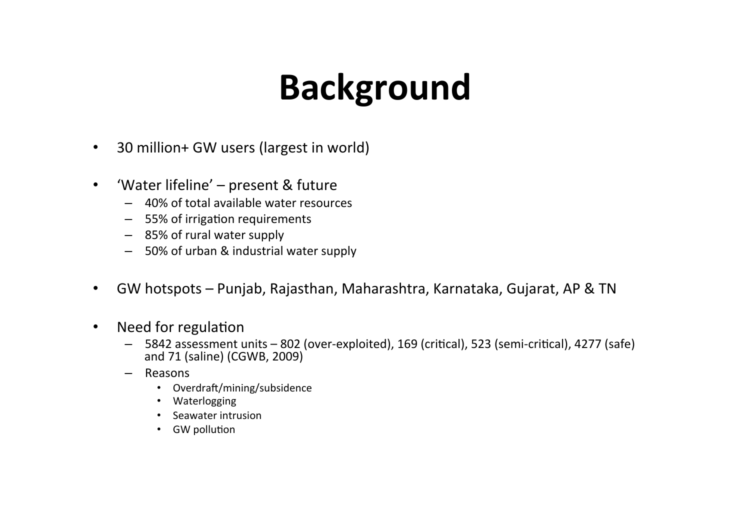# Background

- 30 million+ GW users (largest in world)
- 'Water lifeline' – present & future
  - 40% of total available water resources
  - 55% of irrigation requirements
  - 85% of rural water supply
  - 50% of urban & industrial water supply
- GW hotspots – Punjab, Rajasthan, Maharashtra, Karnataka, Gujarat, AP & TN
- Need for regulation
  - 5842 assessment units – 802 (over-exploited), 169 (critical), 523 (semi-critical), 4277 (safe) and 71 (saline) (CGWB, 2009)
  - Reasons
    - Overdraft/mining/subsidence
    - Waterlogging
    - Seawater intrusion
    - GW pollution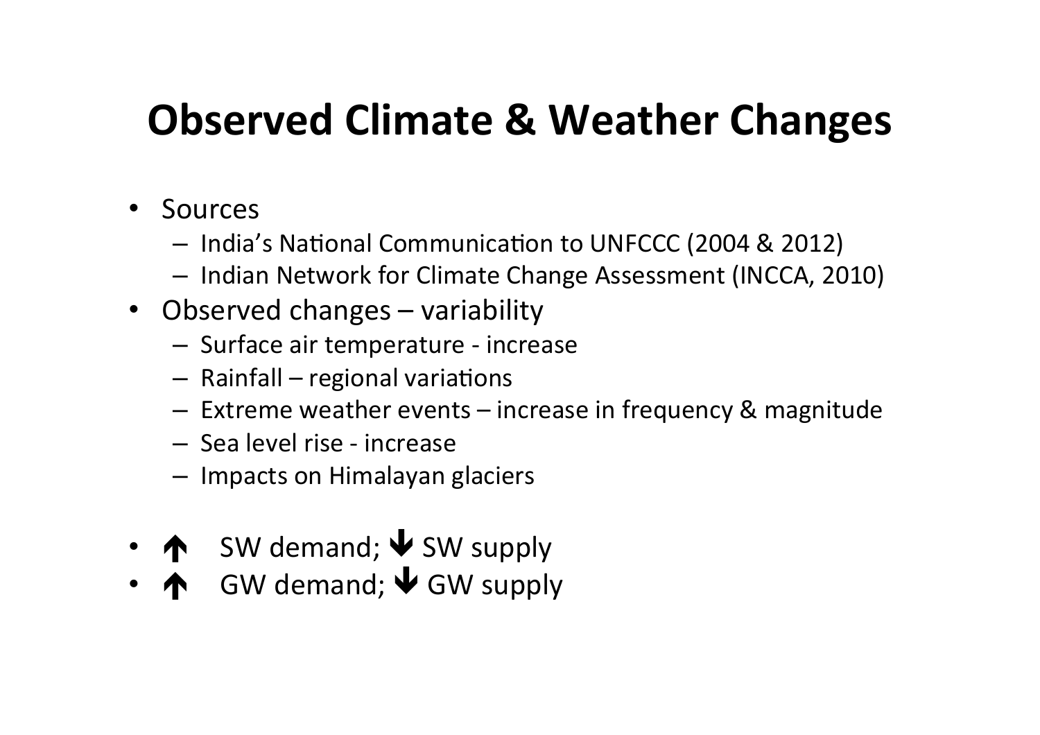# Observed Climate & Weather Changes

- Sources
  - India's National Communication to UNFCCC (2004 & 2012)
  - Indian Network for Climate Change Assessment (INCCA, 2010)
- Observed changes – variability
  - Surface air temperature - increase
  - Rainfall – regional variations
  - Extreme weather events – increase in frequency & magnitude
  - Sea level rise - increase
  - Impacts on Himalayan glaciers

- 🡅 SW demand; 🡇 SW supply
- 🡅 GW demand; 🡇 GW supply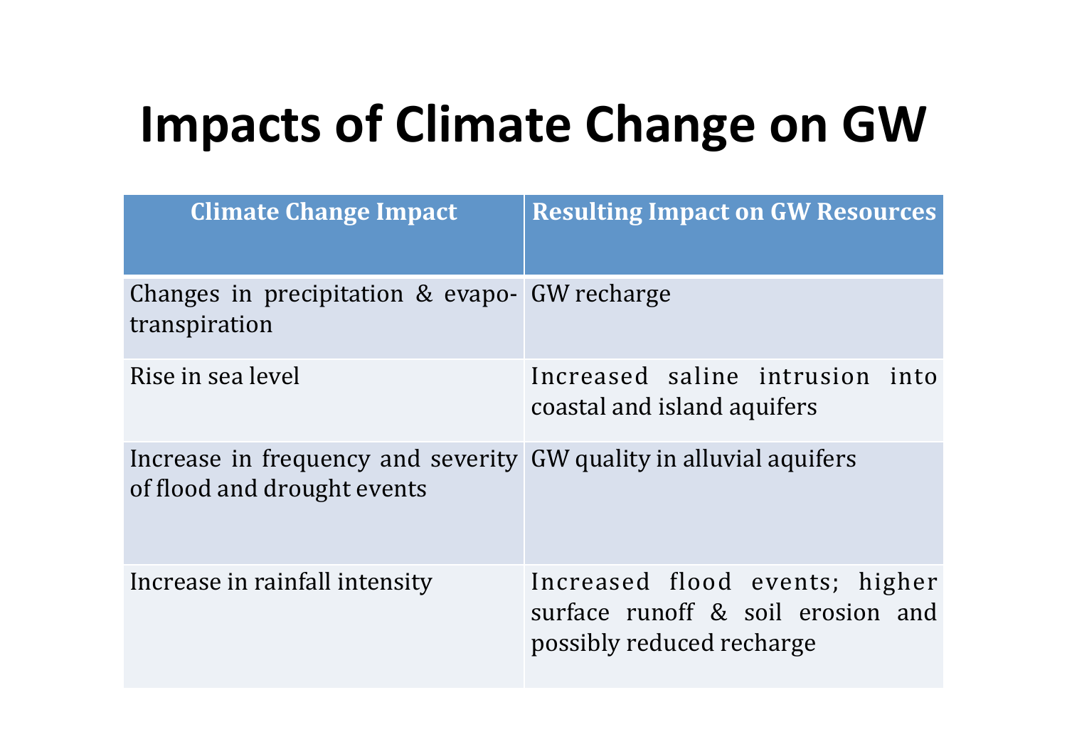# Impacts of Climate Change on GW

| Climate Change Impact | Resulting Impact on GW Resources |
|---|---|
| Changes in precipitation & evapo-transpiration | GW recharge |
| Rise in sea level | Increased saline intrusion into coastal and island aquifers |
| Increase in frequency and severity of flood and drought events | GW quality in alluvial aquifers |
| Increase in rainfall intensity | Increased flood events; higher surface runoff & soil erosion and possibly reduced recharge |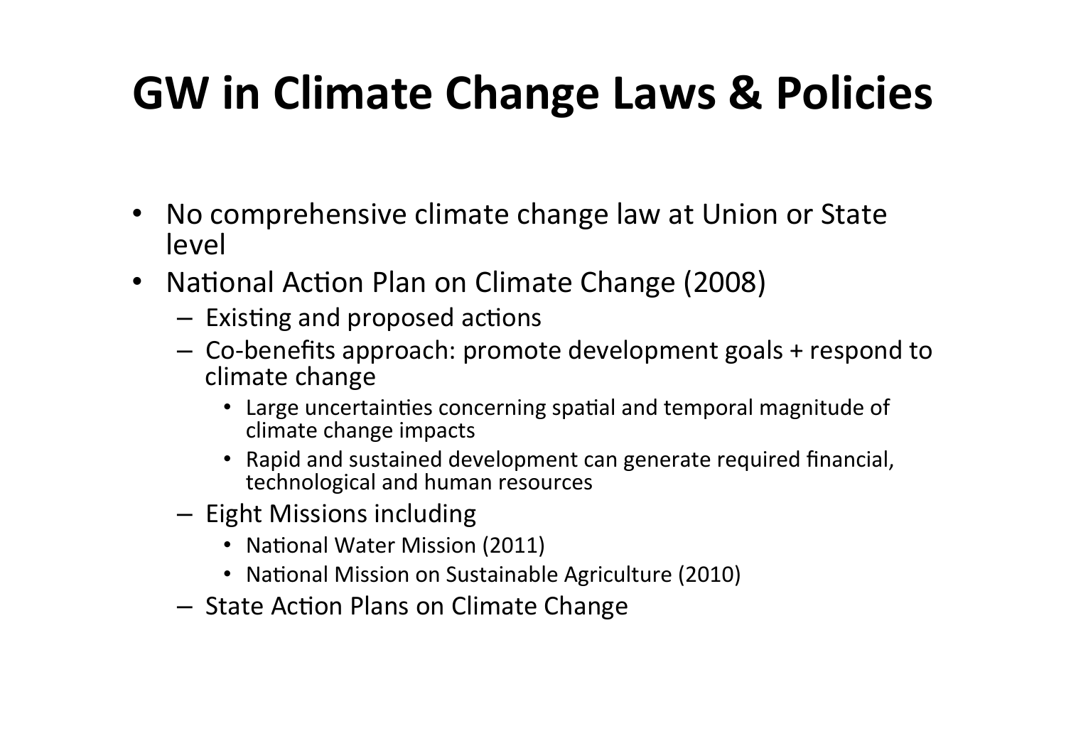# GW in Climate Change Laws & Policies

- No comprehensive climate change law at Union or State level
- National Action Plan on Climate Change (2008)
  - Existing and proposed actions
  - Co-benefits approach: promote development goals + respond to climate change
    - Large uncertainties concerning spatial and temporal magnitude of climate change impacts
    - Rapid and sustained development can generate required financial, technological and human resources
  - Eight Missions including
    - National Water Mission (2011)
    - National Mission on Sustainable Agriculture (2010)
  - State Action Plans on Climate Change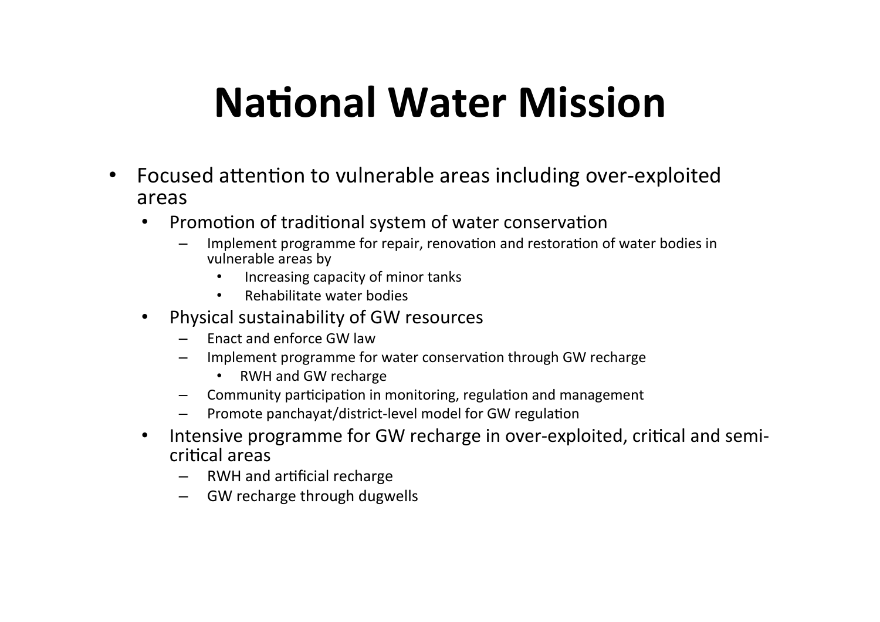# National Water Mission

- Focused attention to vulnerable areas including over-exploited areas
    - Promotion of traditional system of water conservation
        - Implement programme for repair, renovation and restoration of water bodies in vulnerable areas by
            - Increasing capacity of minor tanks
            - Rehabilitate water bodies
    - Physical sustainability of GW resources
        - Enact and enforce GW law
        - Implement programme for water conservation through GW recharge
            - RWH and GW recharge
        - Community participation in monitoring, regulation and management
        - Promote panchayat/district-level model for GW regulation
    - Intensive programme for GW recharge in over-exploited, critical and semi-critical areas
        - RWH and artificial recharge
        - GW recharge through dugwells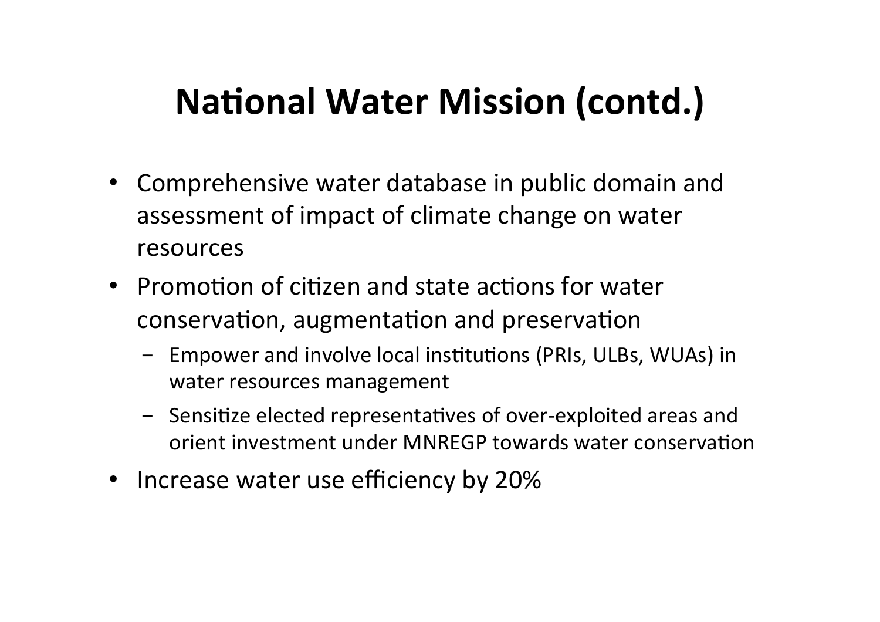# National Water Mission (contd.)

- Comprehensive water database in public domain and assessment of impact of climate change on water resources
- Promotion of citizen and state actions for water conservation, augmentation and preservation
  - Empower and involve local institutions (PRIs, ULBs, WUAs) in water resources management
  - Sensitize elected representatives of over-exploited areas and orient investment under MNREGP towards water conservation
- Increase water use efficiency by 20%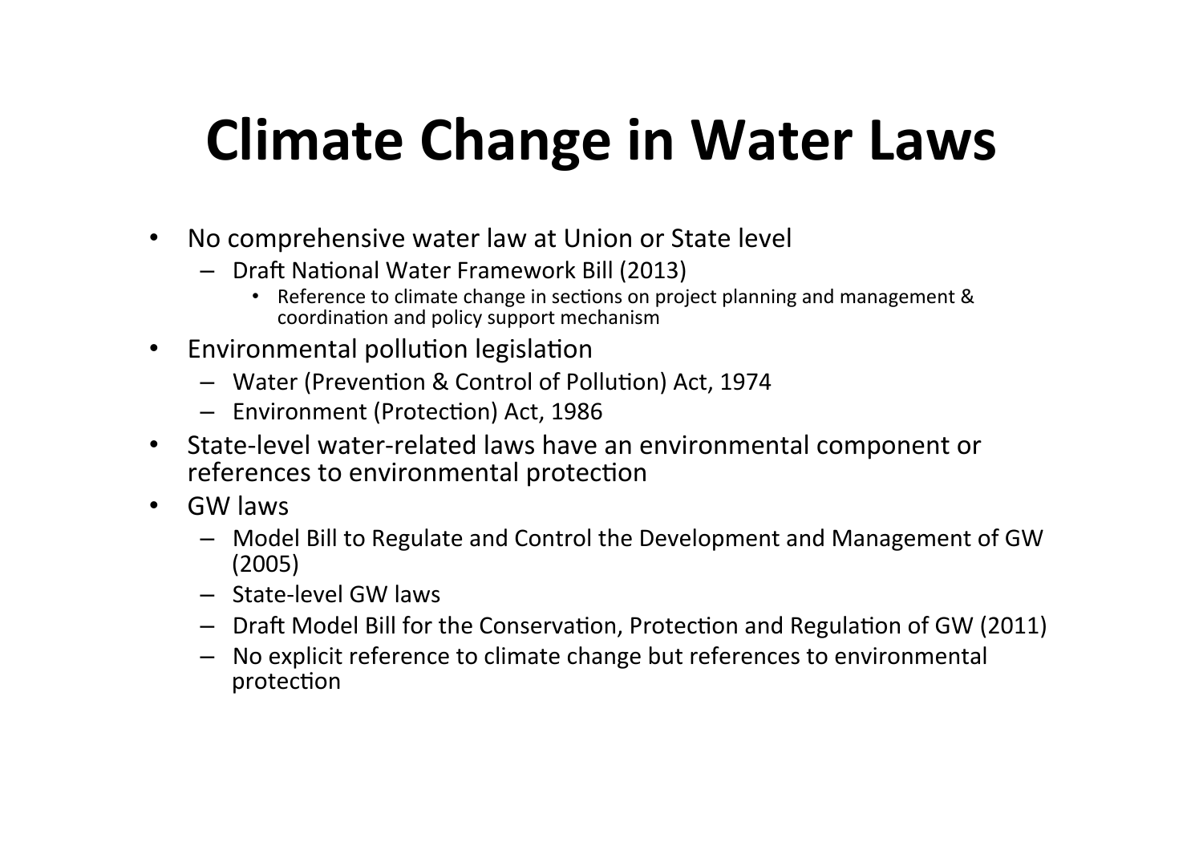# Climate Change in Water Laws

- No comprehensive water law at Union or State level
  - Draft National Water Framework Bill (2013)
    - Reference to climate change in sections on project planning and management & coordination and policy support mechanism
- Environmental pollution legislation
  - Water (Prevention & Control of Pollution) Act, 1974
  - Environment (Protection) Act, 1986
- State-level water-related laws have an environmental component or references to environmental protection
- GW laws
  - Model Bill to Regulate and Control the Development and Management of GW (2005)
  - State-level GW laws
  - Draft Model Bill for the Conservation, Protection and Regulation of GW (2011)
  - No explicit reference to climate change but references to environmental protection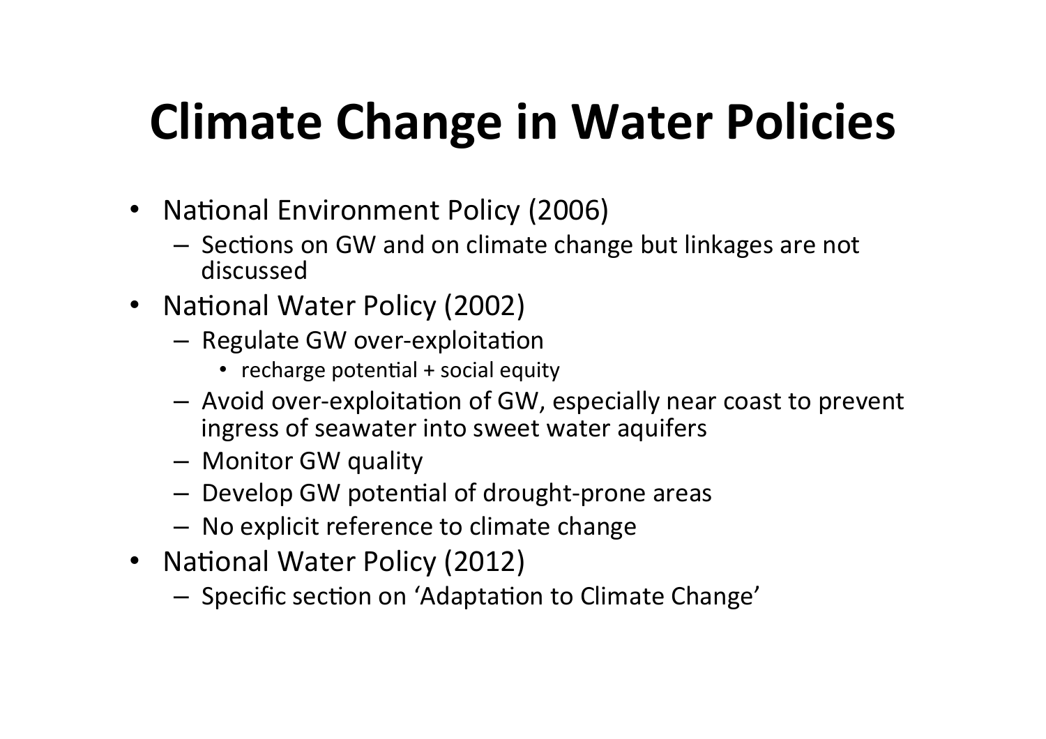# Climate Change in Water Policies

- National Environment Policy (2006)
  - Sections on GW and on climate change but linkages are not discussed
- National Water Policy (2002)
  - Regulate GW over-exploitation
    - recharge potential + social equity
  - Avoid over-exploitation of GW, especially near coast to prevent ingress of seawater into sweet water aquifers
  - Monitor GW quality
  - Develop GW potential of drought-prone areas
  - No explicit reference to climate change
- National Water Policy (2012)
  - Specific section on 'Adaptation to Climate Change'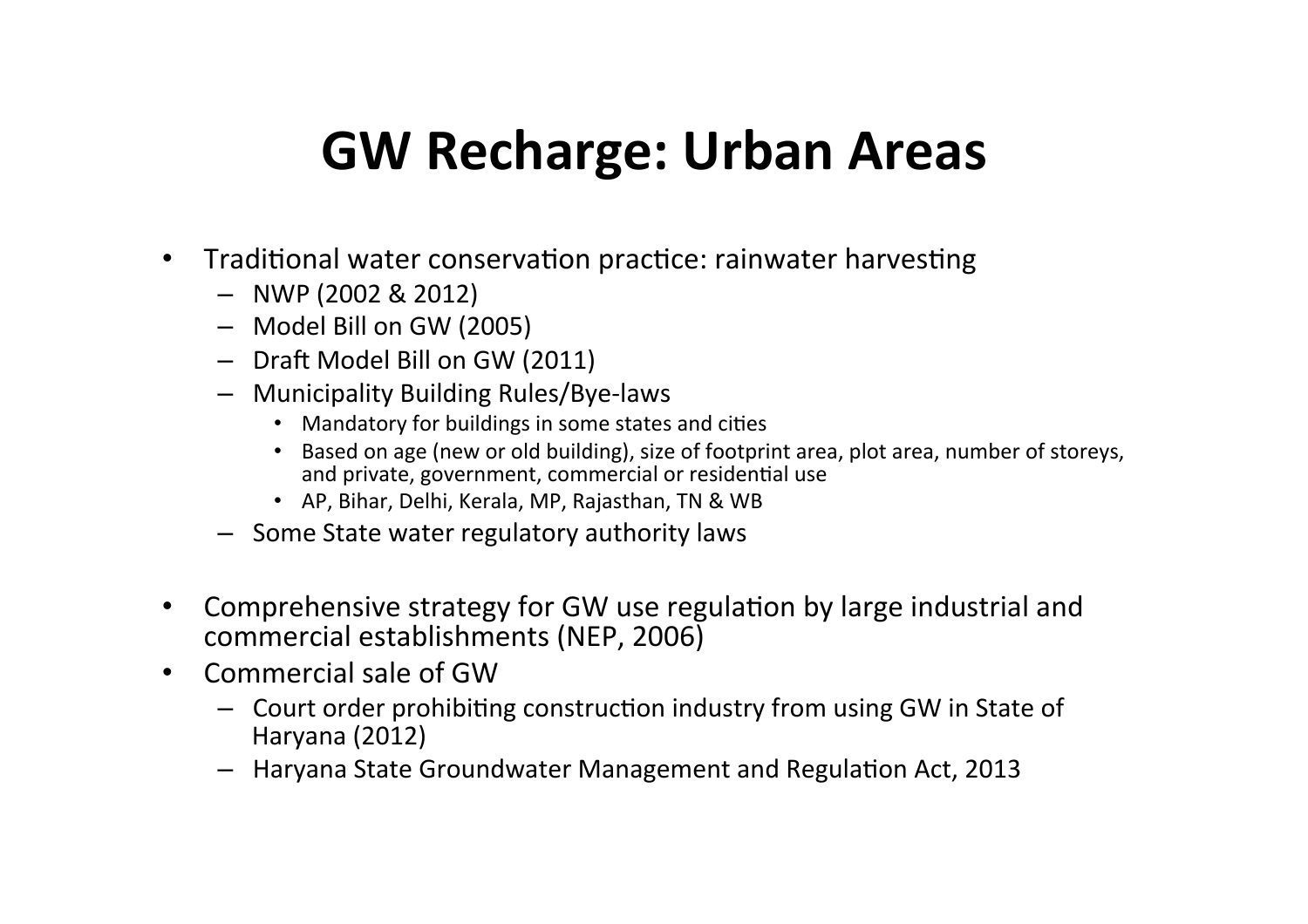# GW Recharge: Urban Areas

- Traditional water conservation practice: rainwater harvesting
  - NWP (2002 & 2012)
  - Model Bill on GW (2005)
  - Draft Model Bill on GW (2011)
  - Municipality Building Rules/Bye-laws
    - Mandatory for buildings in some states and cities
    - Based on age (new or old building), size of footprint area, plot area, number of storeys, and private, government, commercial or residential use
    - AP, Bihar, Delhi, Kerala, MP, Rajasthan, TN & WB
  - Some State water regulatory authority laws

- Comprehensive strategy for GW use regulation by large industrial and commercial establishments (NEP, 2006)
- Commercial sale of GW
  - Court order prohibiting construction industry from using GW in State of Haryana (2012)
  - Haryana State Groundwater Management and Regulation Act, 2013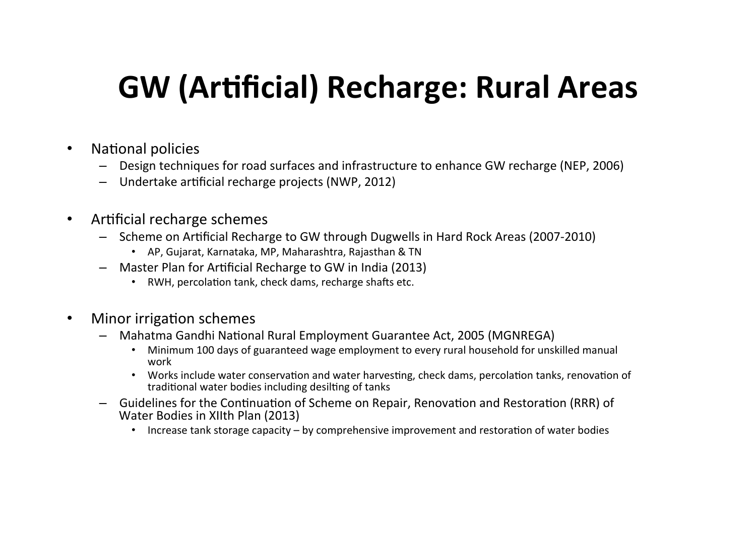# GW (Artificial) Recharge: Rural Areas

- National policies
  - Design techniques for road surfaces and infrastructure to enhance GW recharge (NEP, 2006)
  - Undertake artificial recharge projects (NWP, 2012)

- Artificial recharge schemes
  - Scheme on Artificial Recharge to GW through Dugwells in Hard Rock Areas (2007-2010)
    - AP, Gujarat, Karnataka, MP, Maharashtra, Rajasthan & TN
  - Master Plan for Artificial Recharge to GW in India (2013)
    - RWH, percolation tank, check dams, recharge shafts etc.

- Minor irrigation schemes
  - Mahatma Gandhi National Rural Employment Guarantee Act, 2005 (MGNREGA)
    - Minimum 100 days of guaranteed wage employment to every rural household for unskilled manual work
    - Works include water conservation and water harvesting, check dams, percolation tanks, renovation of traditional water bodies including desilting of tanks
  - Guidelines for the Continuation of Scheme on Repair, Renovation and Restoration (RRR) of Water Bodies in XIIth Plan (2013)
    - Increase tank storage capacity – by comprehensive improvement and restoration of water bodies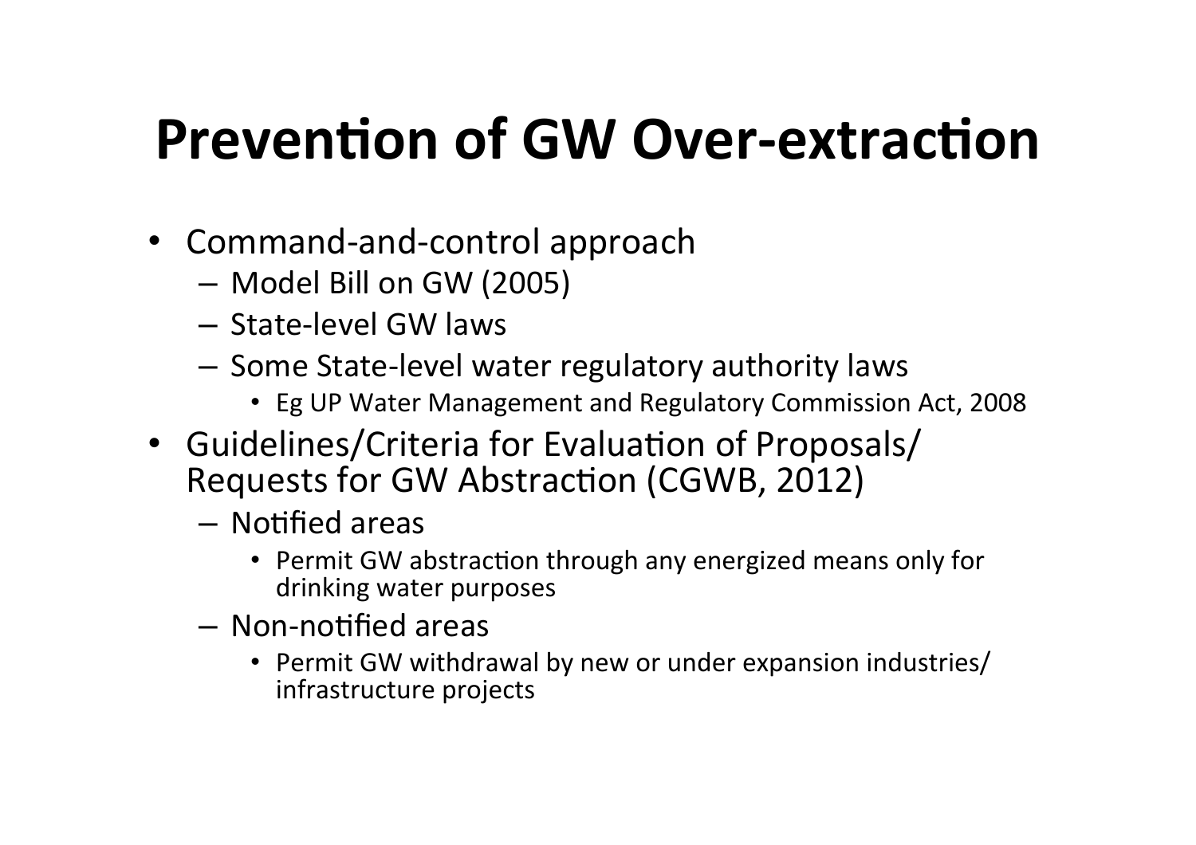# Prevention of GW Over-extraction

- Command-and-control approach
  - Model Bill on GW (2005)
  - State-level GW laws
  - Some State-level water regulatory authority laws
    - Eg UP Water Management and Regulatory Commission Act, 2008
- Guidelines/Criteria for Evaluation of Proposals/ Requests for GW Abstraction (CGWB, 2012)
  - Notified areas
    - Permit GW abstraction through any energized means only for drinking water purposes
  - Non-notified areas
    - Permit GW withdrawal by new or under expansion industries/ infrastructure projects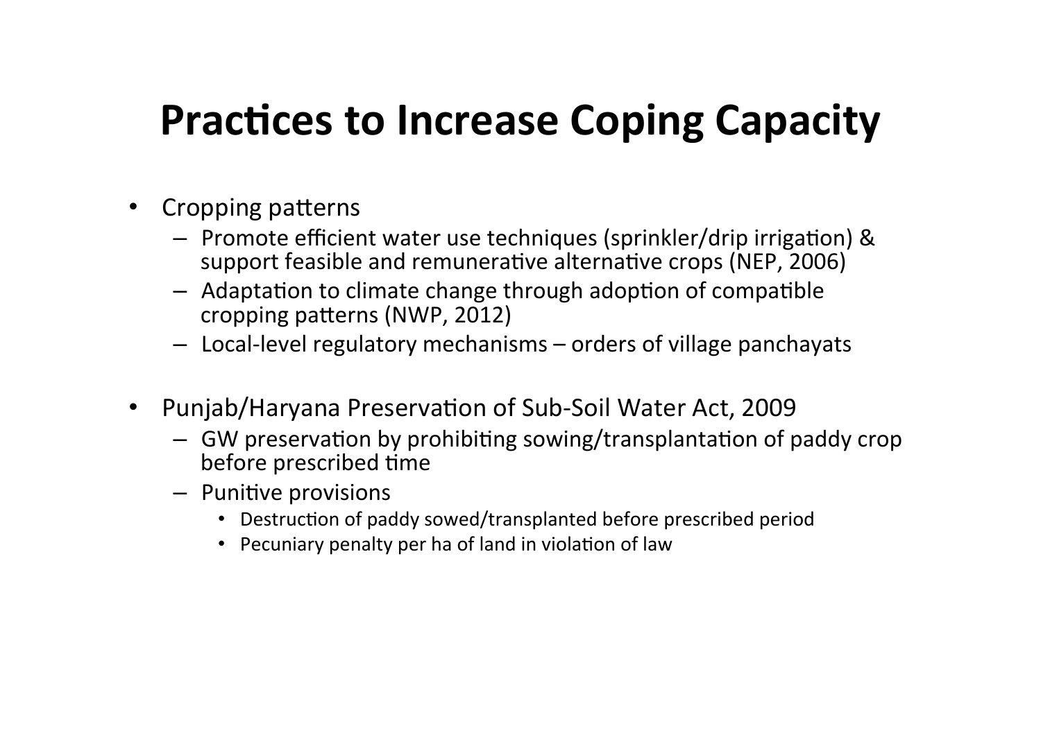# Practices to Increase Coping Capacity

- Cropping patterns
  - Promote efficient water use techniques (sprinkler/drip irrigation) & support feasible and remunerative alternative crops (NEP, 2006)
  - Adaptation to climate change through adoption of compatible cropping patterns (NWP, 2012)
  - Local-level regulatory mechanisms – orders of village panchayats

- Punjab/Haryana Preservation of Sub-Soil Water Act, 2009
  - GW preservation by prohibiting sowing/transplantation of paddy crop before prescribed time
  - Punitive provisions
    - Destruction of paddy sowed/transplanted before prescribed period
    - Pecuniary penalty per ha of land in violation of law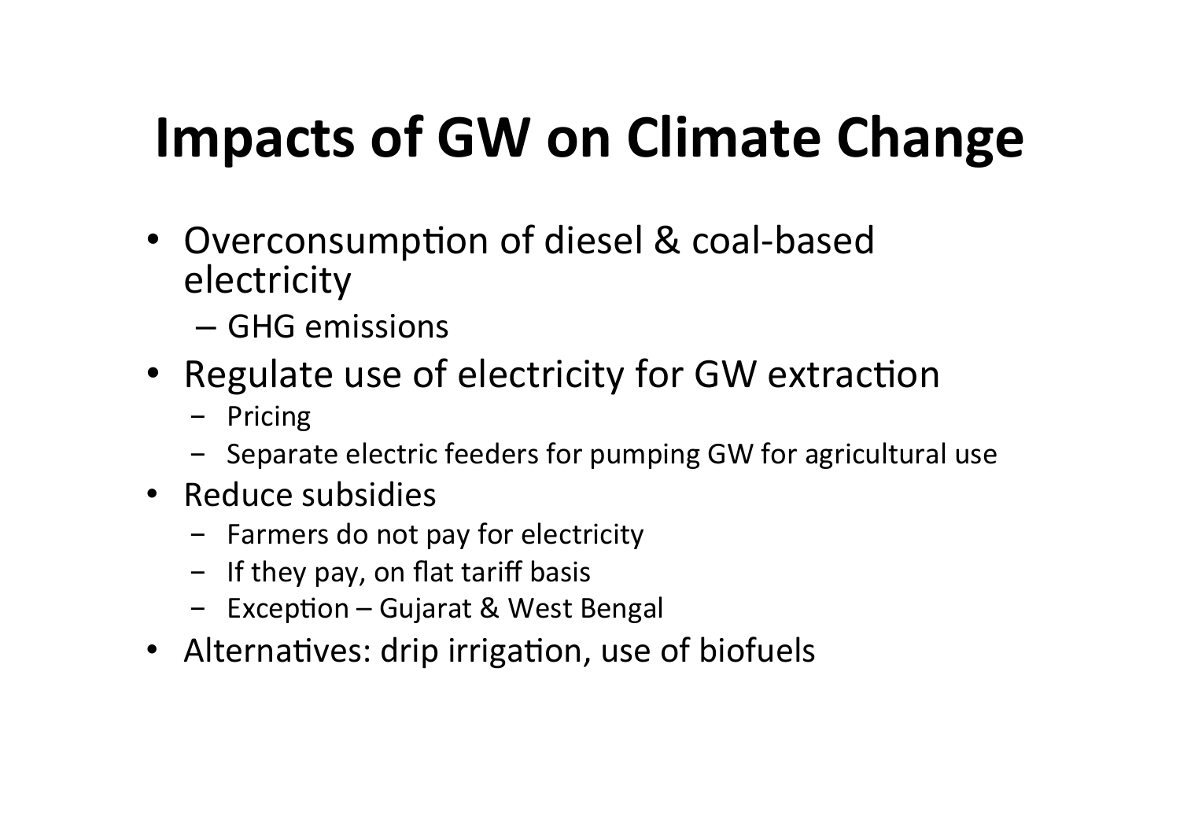# Impacts of GW on Climate Change

- Overconsumption of diesel & coal-based electricity
  - GHG emissions
- Regulate use of electricity for GW extraction
  - Pricing
  - Separate electric feeders for pumping GW for agricultural use
- Reduce subsidies
  - Farmers do not pay for electricity
  - If they pay, on flat tariff basis
  - Exception – Gujarat & West Bengal
- Alternatives: drip irrigation, use of biofuels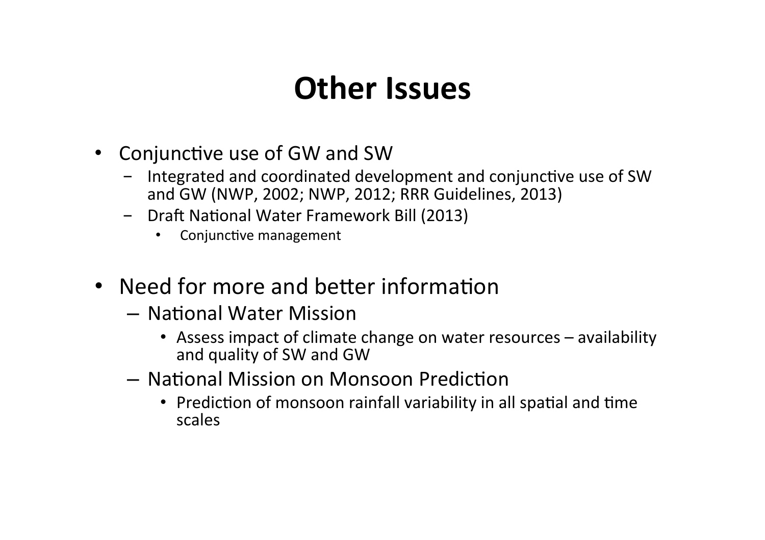# Other Issues

- Conjunctive use of GW and SW
  - Integrated and coordinated development and conjunctive use of SW and GW (NWP, 2002; NWP, 2012; RRR Guidelines, 2013)
  - Draft National Water Framework Bill (2013)
    - Conjunctive management

- Need for more and better information
  - National Water Mission
    - Assess impact of climate change on water resources – availability and quality of SW and GW
  - National Mission on Monsoon Prediction
    - Prediction of monsoon rainfall variability in all spatial and time scales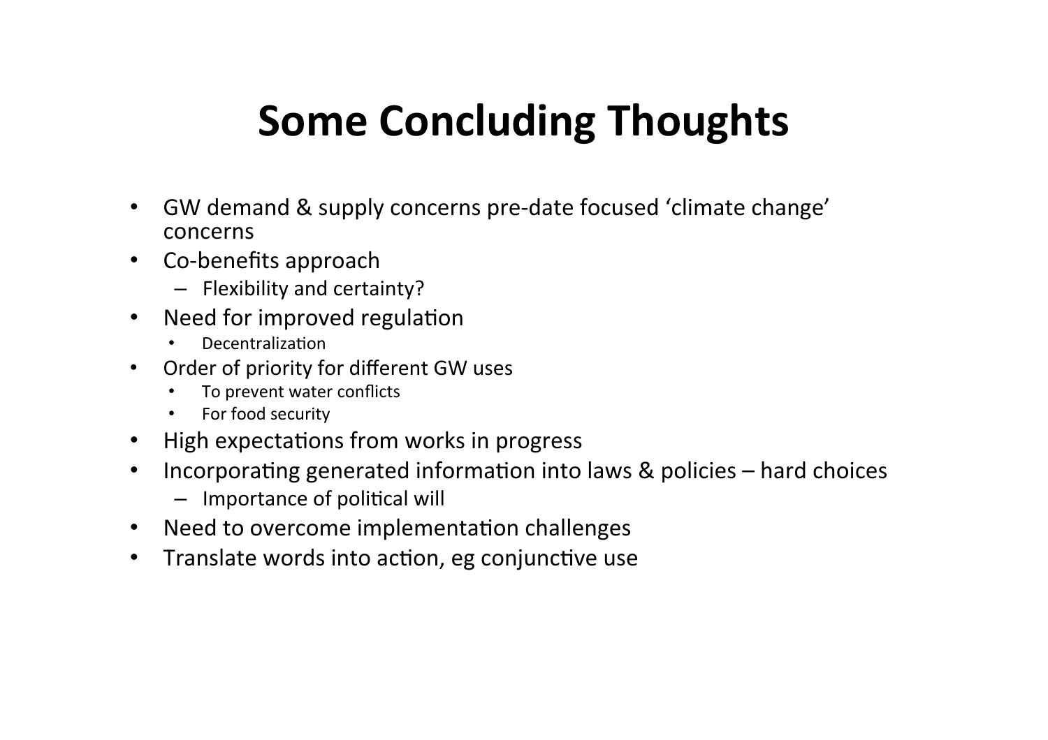# Some Concluding Thoughts

- GW demand & supply concerns pre-date focused 'climate change' concerns
- Co-benefits approach
  - Flexibility and certainty?
- Need for improved regulation
  - Decentralization
- Order of priority for different GW uses
  - To prevent water conflicts
  - For food security
- High expectations from works in progress
- Incorporating generated information into laws & policies – hard choices
  - Importance of political will
- Need to overcome implementation challenges
- Translate words into action, eg conjunctive use